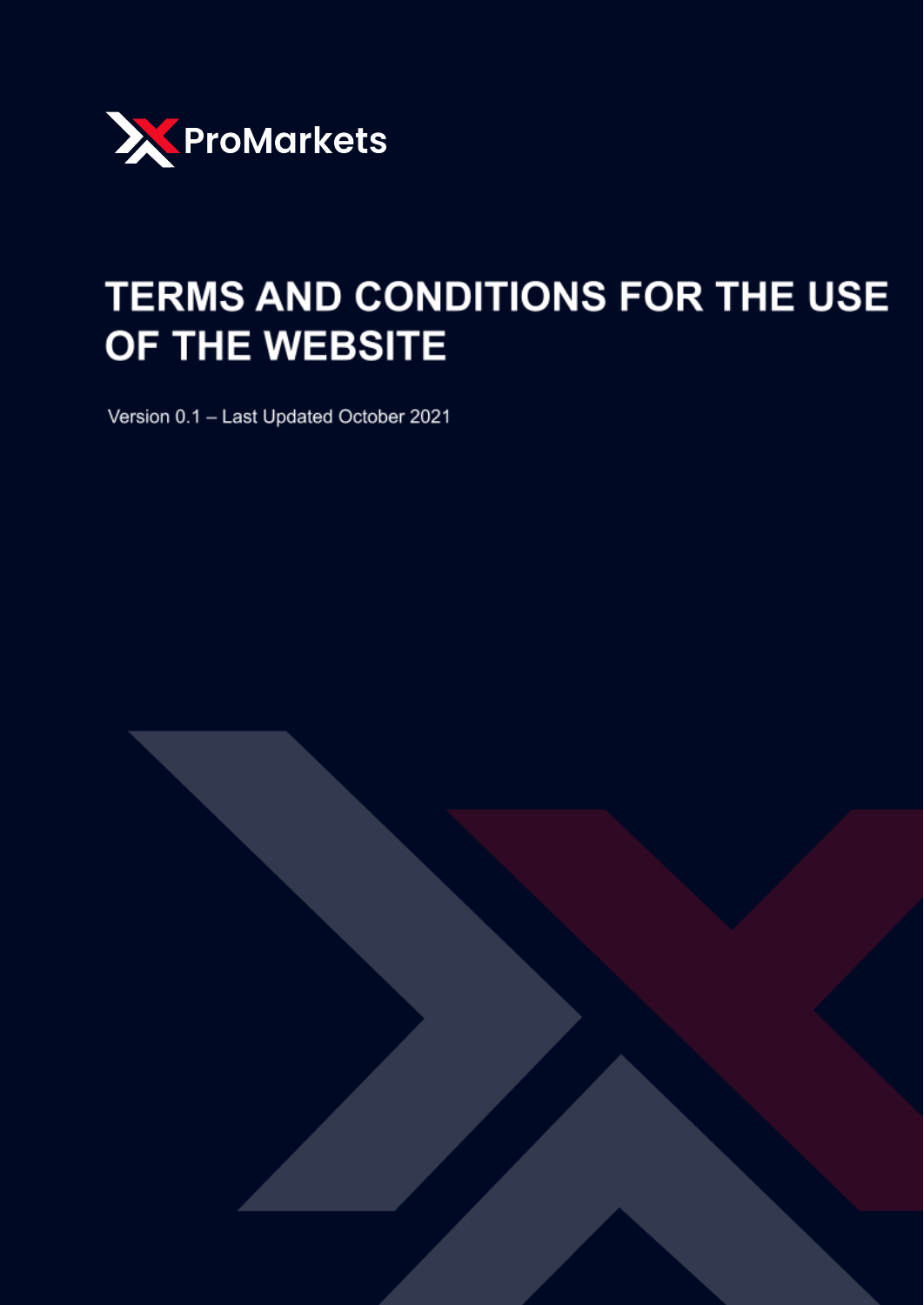ProMarkets

# TERMS AND CONDITIONS FOR THE USE OF THE WEBSITE

Version 0.1 – Last Updated October 2021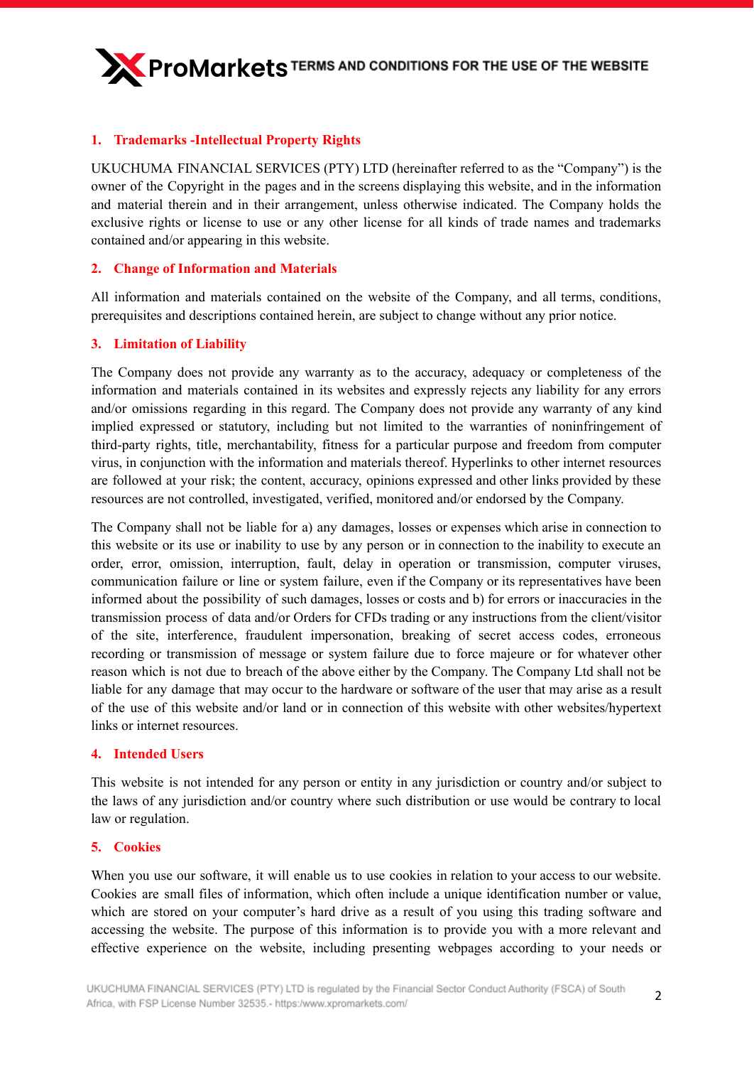## 1. Trademarks -Intellectual Property Rights

UKUCHUMA FINANCIAL SERVICES (PTY) LTD (hereinafter referred to as the "Company") is the owner of the Copyright in the pages and in the screens displaying this website, and in the information and material therein and in their arrangement, unless otherwise indicated. The Company holds the exclusive rights or license to use or any other license for all kinds of trade names and trademarks contained and/or appearing in this website.

## 2. Change of Information and Materials

All information and materials contained on the website of the Company, and all terms, conditions, prerequisites and descriptions contained herein, are subject to change without any prior notice.

## 3. Limitation of Liability

The Company does not provide any warranty as to the accuracy, adequacy or completeness of the information and materials contained in its websites and expressly rejects any liability for any errors and/or omissions regarding in this regard. The Company does not provide any warranty of any kind implied expressed or statutory, including but not limited to the warranties of noninfringement of third-party rights, title, merchantability, fitness for a particular purpose and freedom from computer virus, in conjunction with the information and materials thereof. Hyperlinks to other internet resources are followed at your risk; the content, accuracy, opinions expressed and other links provided by these resources are not controlled, investigated, verified, monitored and/or endorsed by the Company.

The Company shall not be liable for a) any damages, losses or expenses which arise in connection to this website or its use or inability to use by any person or in connection to the inability to execute an order, error, omission, interruption, fault, delay in operation or transmission, computer viruses, communication failure or line or system failure, even if the Company or its representatives have been informed about the possibility of such damages, losses or costs and b) for errors or inaccuracies in the transmission process of data and/or Orders for CFDs trading or any instructions from the client/visitor of the site, interference, fraudulent impersonation, breaking of secret access codes, erroneous recording or transmission of message or system failure due to force majeure or for whatever other reason which is not due to breach of the above either by the Company. The Company Ltd shall not be liable for any damage that may occur to the hardware or software of the user that may arise as a result of the use of this website and/or land or in connection of this website with other websites/hypertext links or internet resources.

## 4. Intended Users

This website is not intended for any person or entity in any jurisdiction or country and/or subject to the laws of any jurisdiction and/or country where such distribution or use would be contrary to local law or regulation.

## 5. Cookies

When you use our software, it will enable us to use cookies in relation to your access to our website. Cookies are small files of information, which often include a unique identification number or value, which are stored on your computer's hard drive as a result of you using this trading software and accessing the website. The purpose of this information is to provide you with a more relevant and effective experience on the website, including presenting webpages according to your needs or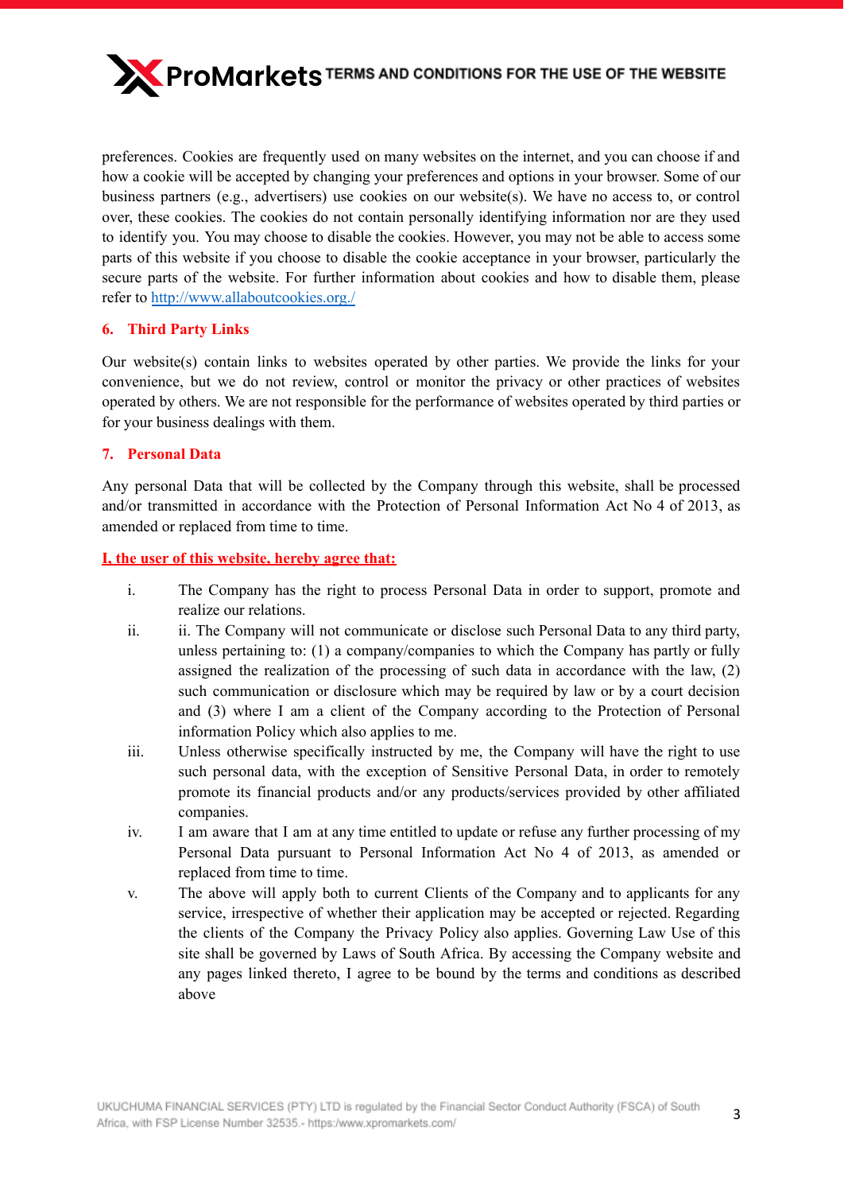preferences. Cookies are frequently used on many websites on the internet, and you can choose if and how a cookie will be accepted by changing your preferences and options in your browser. Some of our business partners (e.g., advertisers) use cookies on our website(s). We have no access to, or control over, these cookies. The cookies do not contain personally identifying information nor are they used to identify you. You may choose to disable the cookies. However, you may not be able to access some parts of this website if you choose to disable the cookie acceptance in your browser, particularly the secure parts of the website. For further information about cookies and how to disable them, please refer to [http://www.allaboutcookies.org./](http://www.allaboutcookies.org./)

## 6. Third Party Links

Our website(s) contain links to websites operated by other parties. We provide the links for your convenience, but we do not review, control or monitor the privacy or other practices of websites operated by others. We are not responsible for the performance of websites operated by third parties or for your business dealings with them.

## 7. Personal Data

Any personal Data that will be collected by the Company through this website, shall be processed and/or transmitted in accordance with the Protection of Personal Information Act No 4 of 2013, as amended or replaced from time to time.

**I, the user of this website, hereby agree that:**

i. The Company has the right to process Personal Data in order to support, promote and realize our relations.

ii. ii. The Company will not communicate or disclose such Personal Data to any third party, unless pertaining to: (1) a company/companies to which the Company has partly or fully assigned the realization of the processing of such data in accordance with the law, (2) such communication or disclosure which may be required by law or by a court decision and (3) where I am a client of the Company according to the Protection of Personal information Policy which also applies to me.

iii. Unless otherwise specifically instructed by me, the Company will have the right to use such personal data, with the exception of Sensitive Personal Data, in order to remotely promote its financial products and/or any products/services provided by other affiliated companies.

iv. I am aware that I am at any time entitled to update or refuse any further processing of my Personal Data pursuant to Personal Information Act No 4 of 2013, as amended or replaced from time to time.

v. The above will apply both to current Clients of the Company and to applicants for any service, irrespective of whether their application may be accepted or rejected. Regarding the clients of the Company the Privacy Policy also applies. Governing Law Use of this site shall be governed by Laws of South Africa. By accessing the Company website and any pages linked thereto, I agree to be bound by the terms and conditions as described above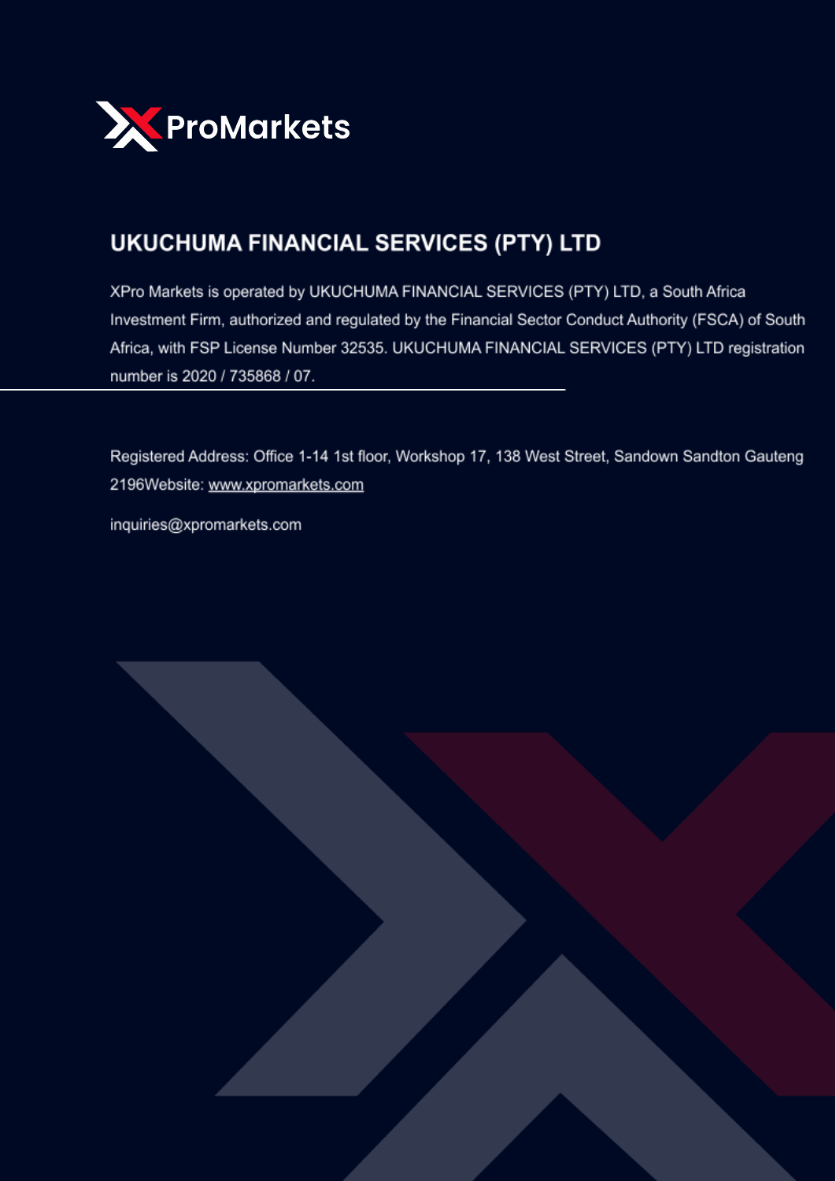XProMarkets

## UKUCHUMA FINANCIAL SERVICES (PTY) LTD

XPro Markets is operated by UKUCHUMA FINANCIAL SERVICES (PTY) LTD, a South Africa Investment Firm, authorized and regulated by the Financial Sector Conduct Authority (FSCA) of South Africa, with FSP License Number 32535. UKUCHUMA FINANCIAL SERVICES (PTY) LTD registration number is 2020 / 735868 / 07.

---

Registered Address: Office 1-14 1st floor, Workshop 17, 138 West Street, Sandown Sandton Gauteng 2196Website: www.xpromarkets.com

inquiries@xpromarkets.com